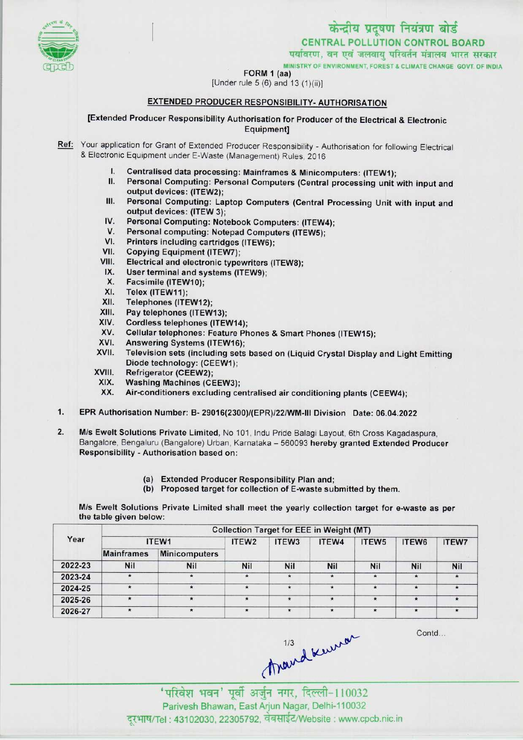केन्द्रीय प्रदूषण नियंत्रण बोर्ड
CENTRAL POLLUTION CONTROL BOARD
पर्यावरण, वन एवं जलवायु परिवर्तन मंत्रालय भारत सरकार
MINISTRY OF ENVIRONMENT, FOREST & CLIMATE CHANGE GOVT. OF INDIA

FORM 1 (aa)
[Under rule 5 (6) and 13 (1)(ii)]

## EXTENDED PRODUCER RESPONSIBILITY- AUTHORISATION

**[Extended Producer Responsibility Authorisation for Producer of the Electrical & Electronic Equipment]**

Ref: Your application for Grant of Extended Producer Responsibility - Authorisation for following Electrical & Electronic Equipment under E-Waste (Management) Rules, 2016

I. Centralised data processing: Mainframes & Minicomputers: (ITEW1);
II. Personal Computing: Personal Computers (Central processing unit with input and output devices: (ITEW2);
III. Personal Computing: Laptop Computers (Central Processing Unit with input and output devices: (ITEW 3);
IV. Personal Computing: Notebook Computers: (ITEW4);
V. Personal computing: Notepad Computers (ITEW5);
VI. Printers including cartridges (ITEW6);
VII. Copying Equipment (ITEW7);
VIII. Electrical and electronic typewriters (ITEW8);
IX. User terminal and systems (ITEW9);
X. Facsimile (ITEW10);
XI. Telex (ITEW11);
XII. Telephones (ITEW12);
XIII. Pay telephones (ITEW13);
XIV. Cordless telephones (ITEW14);
XV. Cellular telephones: Feature Phones & Smart Phones (ITEW15);
XVI. Answering Systems (ITEW16);
XVII. Television sets (including sets based on (Liquid Crystal Display and Light Emitting Diode technology: (CEEW1);
XVIII. Refrigerator (CEEW2);
XIX. Washing Machines (CEEW3);
XX. Air-conditioners excluding centralised air conditioning plants (CEEW4);

1. EPR Authorisation Number: B- 29016(2300)/(EPR)/22/WM-III Division Date: 06.04.2022

2. M/s Ewelt Solutions Private Limited, No 101, Indu Pride Balagi Layout, 6th Cross Kagadaspura, Bangalore, Bengaluru (Bangalore) Urban, Karnataka – 560093 hereby granted Extended Producer Responsibility - Authorisation based on:

(a) Extended Producer Responsibility Plan and;
(b) Proposed target for collection of E-waste submitted by them.

M/s Ewelt Solutions Private Limited shall meet the yearly collection target for e-waste as per the table given below:

| Year | Collection Target for EEE in Weight (MT) | | | | | | | |
|---|---|---|---|---|---|---|---|---|
| | ITEW1 | | ITEW2 | ITEW3 | ITEW4 | ITEW5 | ITEW6 | ITEW7 |
| | Mainframes | Minicomputers | | | | | | |
| 2022-23 | Nil | Nil | Nil | Nil | Nil | Nil | Nil | Nil |
| 2023-24 | * | * | * | * | * | * | * | * |
| 2024-25 | * | * | * | * | * | * | * | * |
| 2025-26 | * | * | * | * | * | * | * | * |
| 2026-27 | * | * | * | * | * | * | * | * |

Contd...

'परिवेश भवन' पूर्वी अर्जुन नगर, दिल्ली-110032
Parivesh Bhawan, East Arjun Nagar, Delhi-110032
दूरभाष/Tel : 43102030, 22305792, वेबसाईट/Website : www.cpcb.nic.in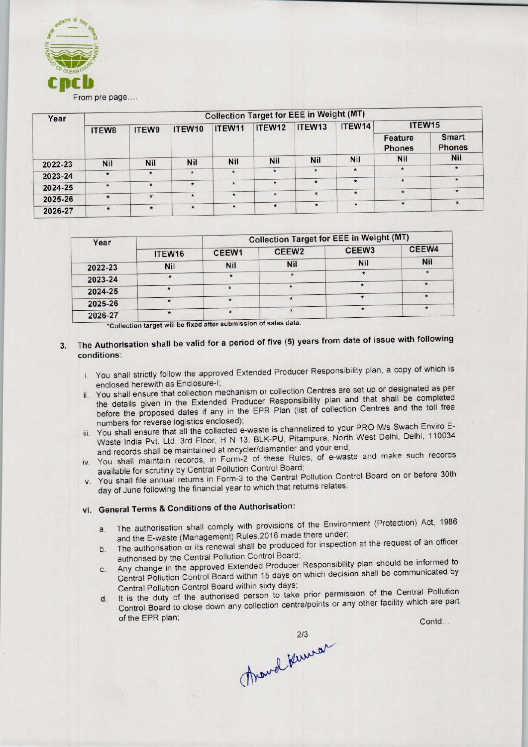From pre page....

| Year | Collection Target for EEE in Weight (MT) | | | | | | | | |
|---|---|---|---|---|---|---|---|---|---|
| | ITEW8 | ITEW9 | ITEW10 | ITEW11 | ITEW12 | ITEW13 | ITEW14 | ITEW15 | |
| | | | | | | | | Feature Phones | Smart Phones |
| 2022-23 | Nil | Nil | Nil | Nil | Nil | Nil | Nil | Nil | Nil |
| 2023-24 | * | * | * | * | * | * | * | * | * |
| 2024-25 | * | * | * | * | * | * | * | * | * |
| 2025-26 | * | * | * | * | * | * | * | * | * |
| 2026-27 | * | * | * | * | * | * | * | * | * |

| Year | Collection Target for EEE in Weight (MT) | | | | |
|---|---|---|---|---|---|
| | ITEW16 | CEEW1 | CEEW2 | CEEW3 | CEEW4 |
| 2022-23 | Nil | Nil | Nil | Nil | Nil |
| 2023-24 | * | * | * | * | * |
| 2024-25 | * | * | * | * | * |
| 2025-26 | * | * | * | * | * |
| 2026-27 | * | * | * | * | * |

*Collection target will be fixed after submission of sales data.

3. The Authorisation shall be valid for a period of five (5) years from date of issue with following conditions:

   i. You shall strictly follow the approved Extended Producer Responsibility plan, a copy of which is enclosed herewith as Enclosure-I;
   ii. You shall ensure that collection mechanism or collection Centres are set up or designated as per the details given in the Extended Producer Responsibility plan and that shall be completed before the proposed dates if any in the EPR Plan (list of collection Centres and the toll free numbers for reverse logistics enclosed);
   iii. You shall ensure that all the collected e-waste is channelized to your PRO M/s Swach Enviro E-Waste India Pvt. Ltd. 3rd Floor, H N 13, BLK-PU, Pitampura, North West Delhi, Delhi, 110034 and records shall be maintained at recycler/dismantler and your end;
   iv. You shall maintain records, in Form-2 of these Rules, of e-waste and make such records available for scrutiny by Central Pollution Control Board;
   v. You shall file annual returns in Form-3 to the Central Pollution Control Board on or before 30th day of June following the financial year to which that returns relates.

   vi. **General Terms & Conditions of the Authorisation:**

      a. The authorisation shall comply with provisions of the Environment (Protection) Act, 1986 and the E-waste (Management) Rules,2016 made there under;
      b. The authorisation or its renewal shall be produced for inspection at the request of an officer authorised by the Central Pollution Control Board;
      c. Any change in the approved Extended Producer Responsibility plan should be informed to Central Pollution Control Board within 15 days on which decision shall be communicated by Central Pollution Control Board within sixty days;
      d. It is the duty of the authorised person to take prior permission of the Central Pollution Control Board to close down any collection centre/points or any other facility which are part of the EPR plan;

Contd...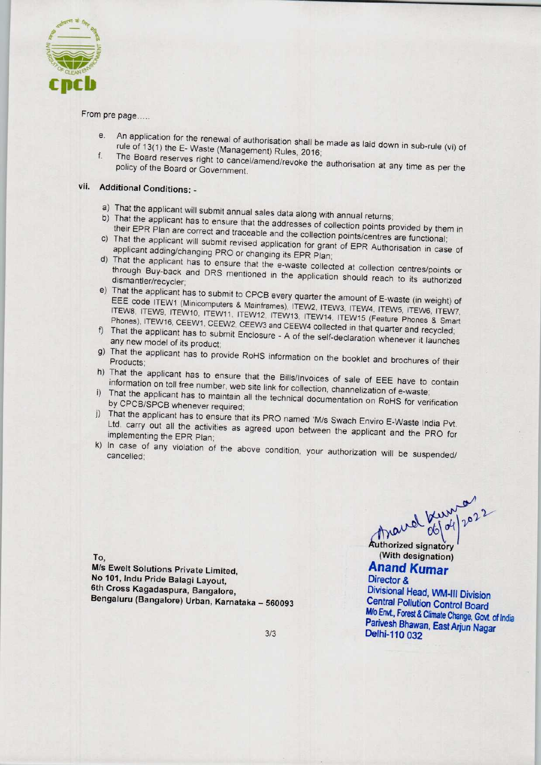From pre page.....

e. An application for the renewal of authorisation shall be made as laid down in sub-rule (vi) of rule of 13(1) the E- Waste (Management) Rules, 2016;
f. The Board reserves right to cancel/amend/revoke the authorisation at any time as per the policy of the Board or Government.

## vii. Additional Conditions: -

a) That the applicant will submit annual sales data along with annual returns;
b) That the applicant has to ensure that the addresses of collection points provided by them in their EPR Plan are correct and traceable and the collection points/centres are functional;
c) That the applicant will submit revised application for grant of EPR Authorisation in case of applicant adding/changing PRO or changing its EPR Plan;
d) That the applicant has to ensure that the e-waste collected at collection centres/points or through Buy-back and DRS mentioned in the application should reach to its authorized dismantler/recycler;
e) That the applicant has to submit to CPCB every quarter the amount of E-waste (in weight) of EEE code ITEW1 (Minicomputers & Mainframes), ITEW2, ITEW3, ITEW4, ITEW5, ITEW6, ITEW7, ITEW8, ITEW9, ITEW10, ITEW11, ITEW12, ITEW13, ITEW14, ITEW15 (Feature Phones & Smart Phones), ITEW16, CEEW1, CEEW2, CEEW3 and CEEW4 collected in that quarter and recycled;
f) That the applicant has to submit Enclosure - A of the self-declaration whenever it launches any new model of its product;
g) That the applicant has to provide RoHS information on the booklet and brochures of their Products;
h) That the applicant has to ensure that the Bills/Invoices of sale of EEE have to contain information on toll free number, web site link for collection, channelization of e-waste;
i) That the applicant has to maintain all the technical documentation on RoHS for verification by CPCB/SPCB whenever required;
j) That the applicant has to ensure that its PRO named 'M/s Swach Enviro E-Waste India Pvt. Ltd. carry out all the activities as agreed upon between the applicant and the PRO for implementing the EPR Plan;
k) In case of any violation of the above condition, your authorization will be suspended/ cancelled;

Anand Kumar 06/04/2022

Authorized signatory
(With designation)

**Anand Kumar**
Director &
Divisional Head, WM-III Division
Central Pollution Control Board
M/o Envt., Forest & Climate Change, Govt. of India
Parivesh Bhawan, East Arjun Nagar
Delhi-110 032

To,
**M/s Ewelt Solutions Private Limited,**
**No 101, Indu Pride Balagi Layout,**
**6th Cross Kagadaspura, Bangalore,**
**Bengaluru (Bangalore) Urban, Karnataka – 560093**